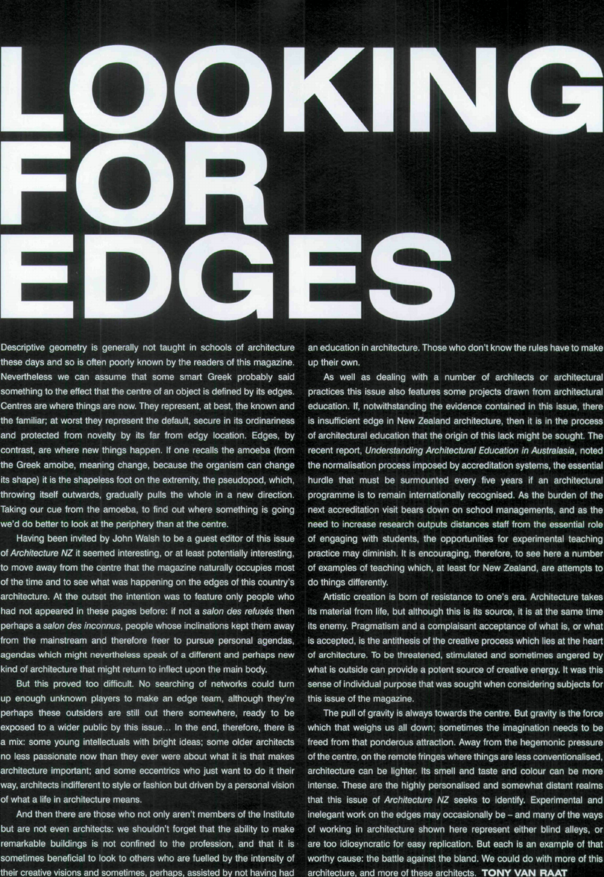# LOOKING FOR EDGES

Descriptive geometry is generally not taught in schools of architecture these days and so is often poorly known by the readers of this magazine. Nevertheless we can assume that some smart Greek probably said something to the effect that the centre of an object is defined by its edges. Centres are where things are now. They represent, at best, the known and the familiar; at worst they represent the default, secure in its ordinariness and protected from novelty by its far from edgy location. Edges, by contrast, are where new things happen. If one recalls the amoeba (from the Greek amoibe, meaning change, because the organism can change its shape) it is the shapeless foot on the extremity, the pseudopod, which, throwing itself outwards, gradually pulls the whole in a new direction. Taking our cue from the amoeba, to find out where something is going we'd do better to look at the periphery than at the centre.

Having been invited by John Walsh to be a guest editor of this issue of *Architecture NZ* it seemed interesting, or at least potentially interesting, to move away from the centre that the magazine naturally occupies most of the time and to see what was happening on the edges of this country's architecture. At the outset the intention was to feature only people who had not appeared in these pages before: if not a *salon des refusés* then perhaps a *salon des inconnus*, people whose inclinations kept them away from the mainstream and therefore freer to pursue personal agendas, agendas which might nevertheless speak of a different and perhaps new kind of architecture that might return to inflect upon the main body.

But this proved too difficult. No searching of networks could turn up enough unknown players to make an edge team, although they're perhaps these outsiders are still out there somewhere, ready to be exposed to a wider public by this issue... In the end, therefore, there is a mix: some young intellectuals with bright ideas; some older architects no less passionate now than they ever were about what it is that makes architecture important; and some eccentrics who just want to do it their way, architects indifferent to style or fashion but driven by a personal vision of what a life in architecture means.

And then there are those who not only aren't members of the Institute but are not even architects: we shouldn't forget that the ability to make remarkable buildings is not confined to the profession, and that it is sometimes beneficial to look to others who are fuelled by the intensity of their creative visions and sometimes, perhaps, assisted by not having had an education in architecture. Those who don't know the rules have to make up their own.

As well as dealing with a number of architects or architectural practices this issue also features some projects drawn from architectural education. If, notwithstanding the evidence contained in this issue, there is insufficient edge in New Zealand architecture, then it is in the process of architectural education that the origin of this lack might be sought. The recent report, *Understanding Architectural Education in Australasia*, noted the normalisation process imposed by accreditation systems, the essential hurdle that must be surmounted every five years if an architectural programme is to remain internationally recognised. As the burden of the next accreditation visit bears down on school managements, and as the need to increase research outputs distances staff from the essential role of engaging with students, the opportunities for experimental teaching practice may diminish. It is encouraging, therefore, to see here a number of examples of teaching which, at least for New Zealand, are attempts to do things differently.

Artistic creation is born of resistance to one's era. Architecture takes its material from life, but although this is its source, it is at the same time its enemy. Pragmatism and a complaisant acceptance of what is, or what is accepted, is the antithesis of the creative process which lies at the heart of architecture. To be threatened, stimulated and sometimes angered by what is outside can provide a potent source of creative energy. It was this sense of individual purpose that was sought when considering subjects for this issue of the magazine.

The pull of gravity is always towards the centre. But gravity is the force which that weighs us all down; sometimes the imagination needs to be freed from that ponderous attraction. Away from the hegemonic pressure of the centre, on the remote fringes where things are less conventionalised, architecture can be lighter. Its smell and taste and colour can be more intense. These are the highly personalised and somewhat distant realms that this issue of *Architecture NZ* seeks to identify. Experimental and inelegant work on the edges may occasionally be – and many of the ways of working in architecture shown here represent either blind alleys, or are too idiosyncratic for easy replication. But each is an example of that worthy cause: the battle against the bland. We could do with more of this architecture, and more of these architects. **TONY VAN RAAT**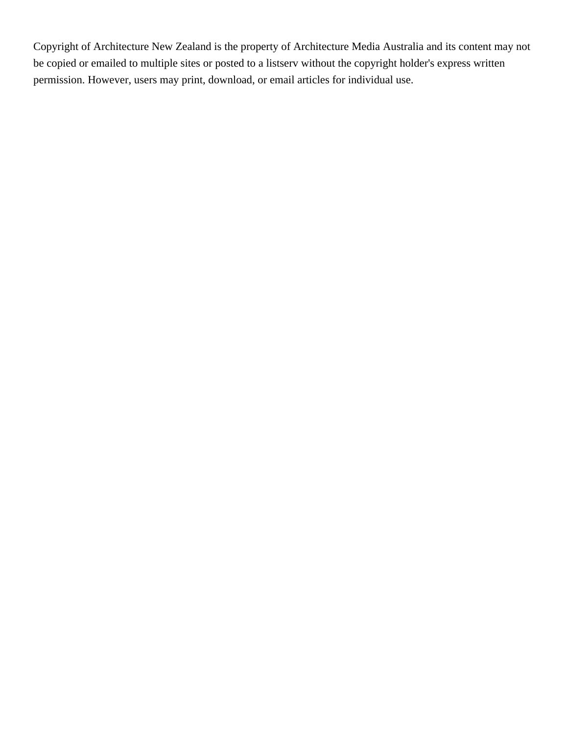Copyright of Architecture New Zealand is the property of Architecture Media Australia and its content may not be copied or emailed to multiple sites or posted to a listserv without the copyright holder's express written permission. However, users may print, download, or email articles for individual use.